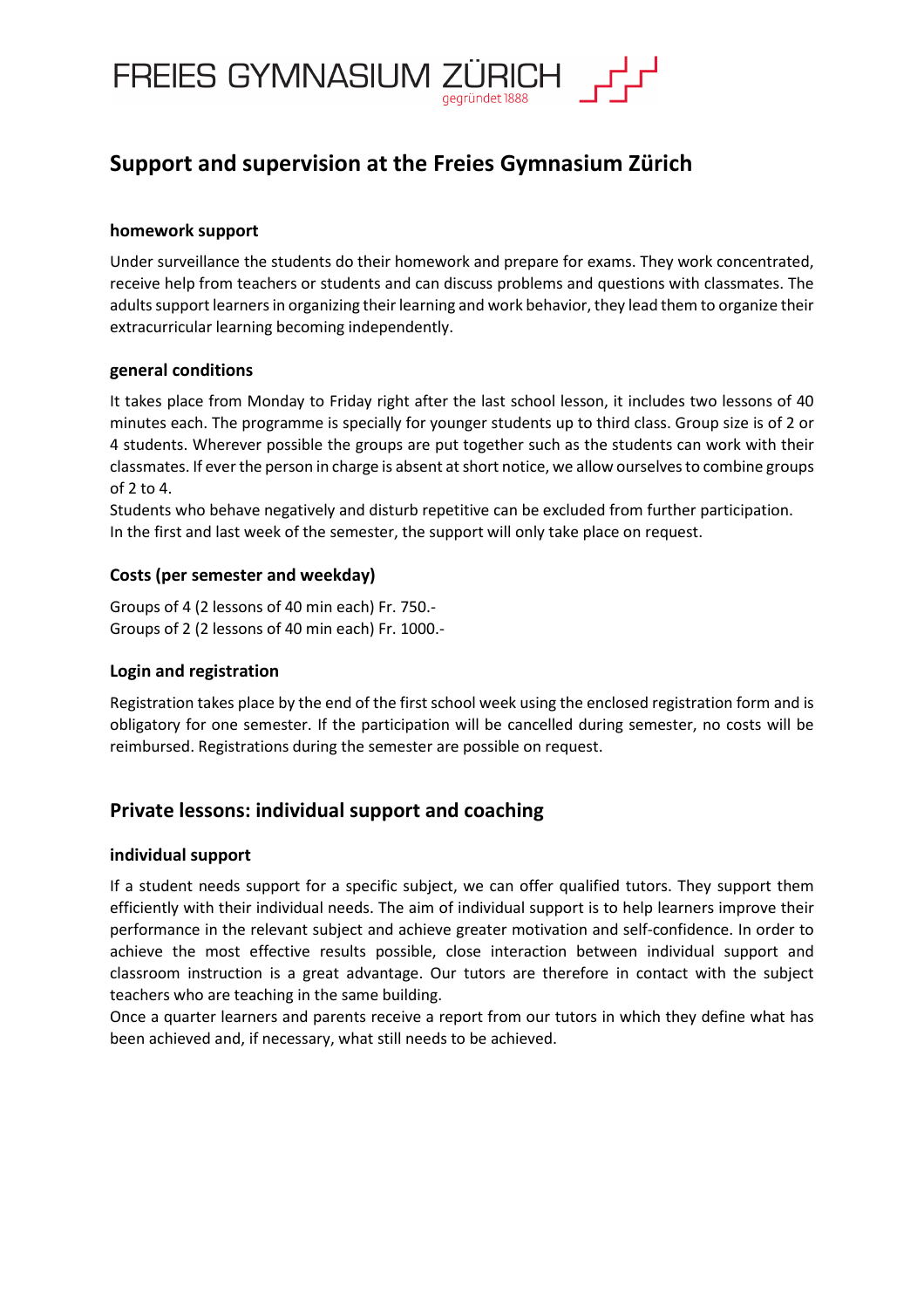FREIES GYMNASIUM ZÜRICH
gegründet 1888

## Support and supervision at the Freies Gymnasium Zürich

### homework support

Under surveillance the students do their homework and prepare for exams. They work concentrated, receive help from teachers or students and can discuss problems and questions with classmates. The adults support learners in organizing their learning and work behavior, they lead them to organize their extracurricular learning becoming independently.

### general conditions

It takes place from Monday to Friday right after the last school lesson, it includes two lessons of 40 minutes each. The programme is specially for younger students up to third class. Group size is of 2 or 4 students. Wherever possible the groups are put together such as the students can work with their classmates. If ever the person in charge is absent at short notice, we allow ourselves to combine groups of 2 to 4.
Students who behave negatively and disturb repetitive can be excluded from further participation.
In the first and last week of the semester, the support will only take place on request.

### Costs (per semester and weekday)

Groups of 4 (2 lessons of 40 min each) Fr. 750.-
Groups of 2 (2 lessons of 40 min each) Fr. 1000.-

### Login and registration

Registration takes place by the end of the first school week using the enclosed registration form and is obligatory for one semester. If the participation will be cancelled during semester, no costs will be reimbursed. Registrations during the semester are possible on request.

## Private lessons: individual support and coaching

### individual support

If a student needs support for a specific subject, we can offer qualified tutors. They support them efficiently with their individual needs. The aim of individual support is to help learners improve their performance in the relevant subject and achieve greater motivation and self-confidence. In order to achieve the most effective results possible, close interaction between individual support and classroom instruction is a great advantage. Our tutors are therefore in contact with the subject teachers who are teaching in the same building.
Once a quarter learners and parents receive a report from our tutors in which they define what has been achieved and, if necessary, what still needs to be achieved.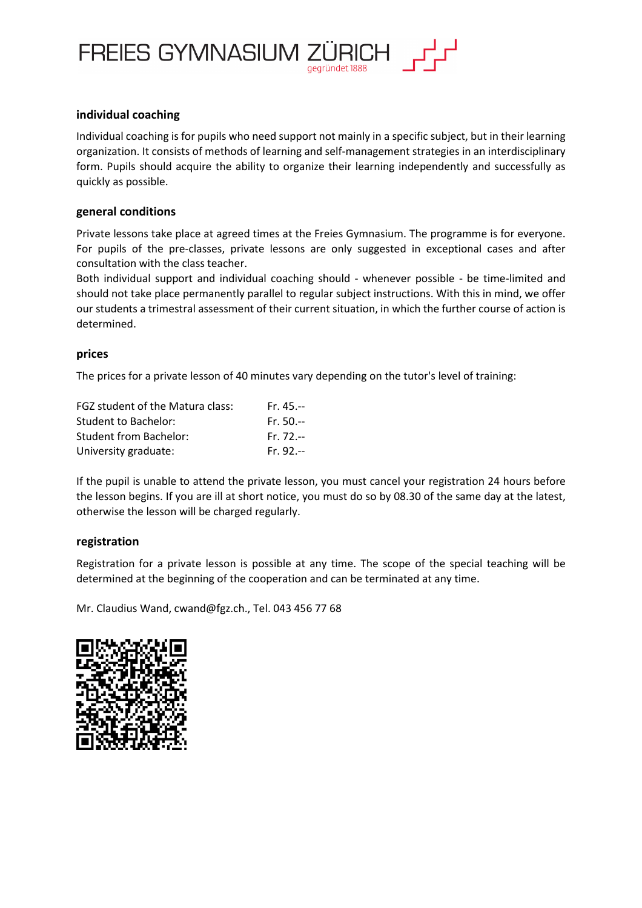## individual coaching

Individual coaching is for pupils who need support not mainly in a specific subject, but in their learning organization. It consists of methods of learning and self-management strategies in an interdisciplinary form. Pupils should acquire the ability to organize their learning independently and successfully as quickly as possible.

## general conditions

Private lessons take place at agreed times at the Freies Gymnasium. The programme is for everyone. For pupils of the pre-classes, private lessons are only suggested in exceptional cases and after consultation with the class teacher.

Both individual support and individual coaching should - whenever possible - be time-limited and should not take place permanently parallel to regular subject instructions. With this in mind, we offer our students a trimestral assessment of their current situation, in which the further course of action is determined.

## prices

The prices for a private lesson of 40 minutes vary depending on the tutor's level of training:

| | |
|---|---|
| FGZ student of the Matura class: | Fr. 45.-- |
| Student to Bachelor: | Fr. 50.-- |
| Student from Bachelor: | Fr. 72.-- |
| University graduate: | Fr. 92.-- |

If the pupil is unable to attend the private lesson, you must cancel your registration 24 hours before the lesson begins. If you are ill at short notice, you must do so by 08.30 of the same day at the latest, otherwise the lesson will be charged regularly.

## registration

Registration for a private lesson is possible at any time. The scope of the special teaching will be determined at the beginning of the cooperation and can be terminated at any time.

Mr. Claudius Wand, cwand@fgz.ch., Tel. 043 456 77 68